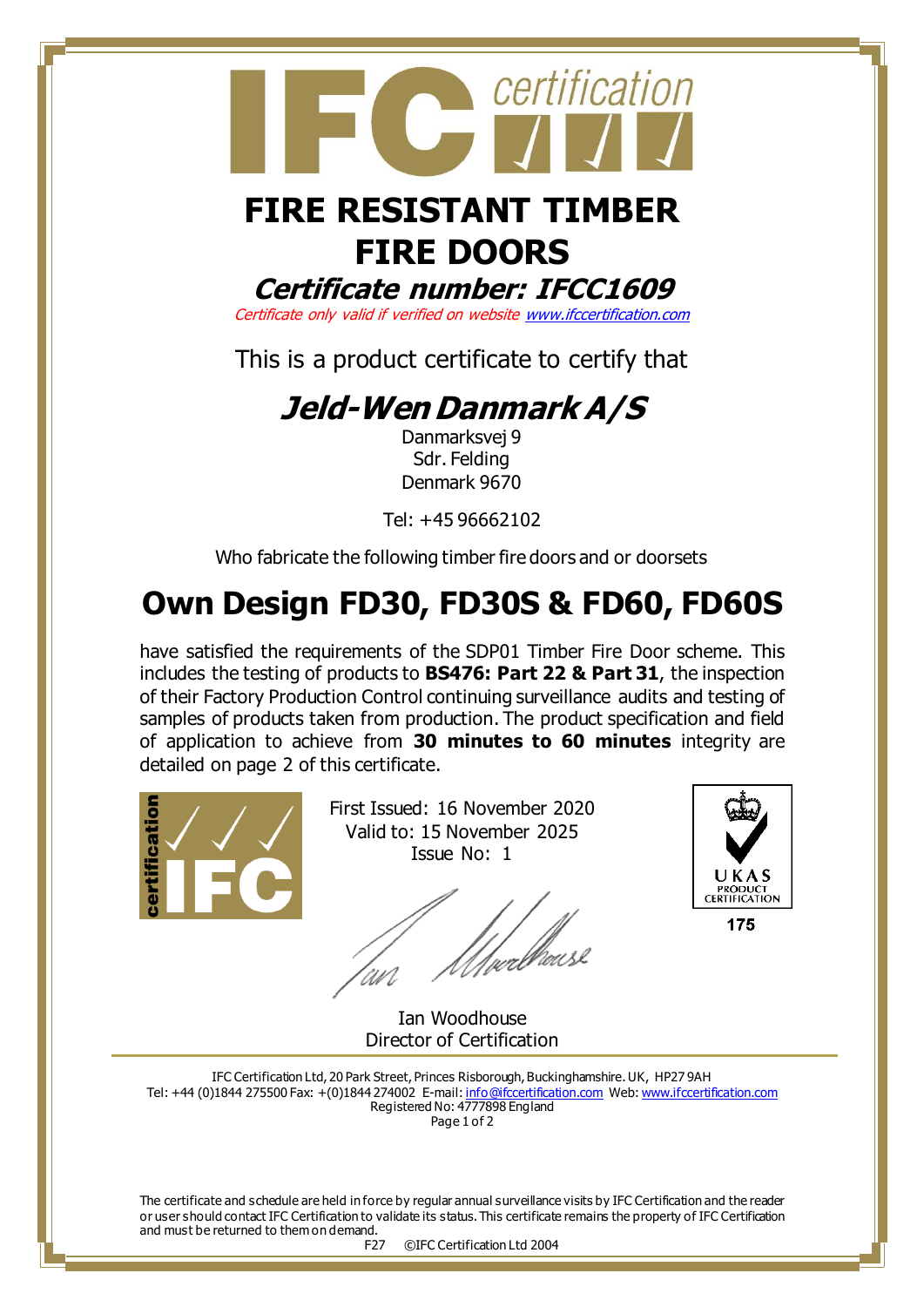# FIRE RESISTANT TIMBER FIRE DOORS

## *Certificate number: IFCC1609*

*Certificate only valid if verified on website www.ifccertification.com*

This is a product certificate to certify that

## *Jeld-Wen Danmark A/S*

Danmarksvej 9
Sdr. Felding
Denmark 9670

Tel: +45 96662102

Who fabricate the following timber fire doors and or doorsets

# Own Design FD30, FD30S & FD60, FD60S

have satisfied the requirements of the SDP01 Timber Fire Door scheme. This includes the testing of products to **BS476: Part 22 & Part 31**, the inspection of their Factory Production Control continuing surveillance audits and testing of samples of products taken from production. The product specification and field of application to achieve from **30 minutes to 60 minutes** integrity are detailed on page 2 of this certificate.

First Issued: 16 November 2020
Valid to: 15 November 2025
Issue No: 1

UKAS PRODUCT CERTIFICATION
175

Ian Woodhouse
Director of Certification

IFC Certification Ltd, 20 Park Street, Princes Risborough, Buckinghamshire. UK, HP27 9AH
Tel: +44 (0)1844 275500 Fax: +(0)1844 274002 E-mail: info@ifccertification.com Web: www.ifccertification.com
Registered No: 4777898 England

The certificate and schedule are held in force by regular annual surveillance visits by IFC Certification and the reader or user should contact IFC Certification to validate its status. This certificate remains the property of IFC Certification and must be returned to them on demand.

F27 ©IFC Certification Ltd 2004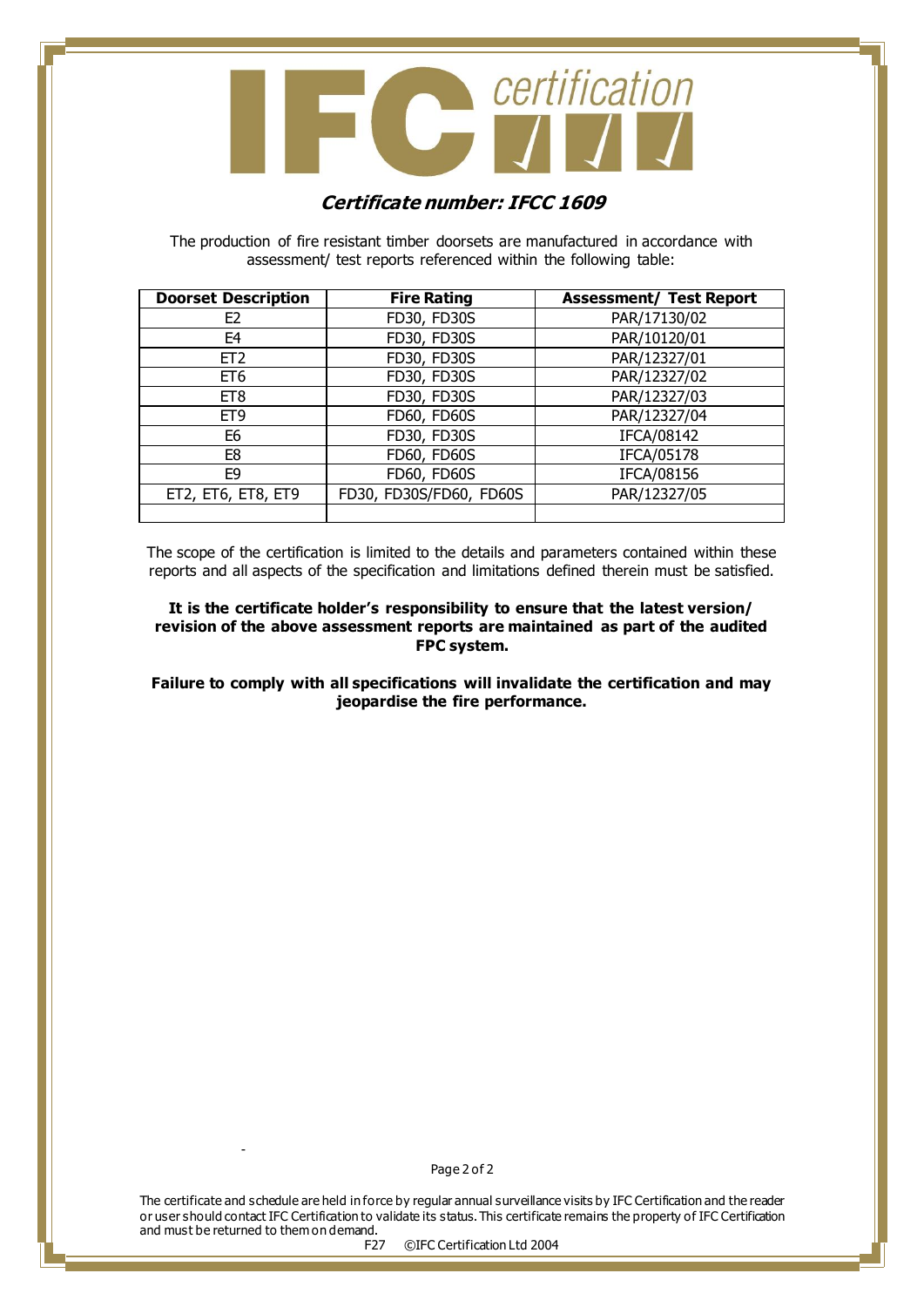IFC certification

***Certificate number: IFCC 1609***

The production of fire resistant timber doorsets are manufactured in accordance with assessment/ test reports referenced within the following table:

| Doorset Description | Fire Rating | Assessment/ Test Report |
|---|---|---|
| E2 | FD30, FD30S | PAR/17130/02 |
| E4 | FD30, FD30S | PAR/10120/01 |
| ET2 | FD30, FD30S | PAR/12327/01 |
| ET6 | FD30, FD30S | PAR/12327/02 |
| ET8 | FD30, FD30S | PAR/12327/03 |
| ET9 | FD60, FD60S | PAR/12327/04 |
| E6 | FD30, FD30S | IFCA/08142 |
| E8 | FD60, FD60S | IFCA/05178 |
| E9 | FD60, FD60S | IFCA/08156 |
| ET2, ET6, ET8, ET9 | FD30, FD30S/FD60, FD60S | PAR/12327/05 |
| | | |

The scope of the certification is limited to the details and parameters contained within these reports and all aspects of the specification and limitations defined therein must be satisfied.

**It is the certificate holder's responsibility to ensure that the latest version/ revision of the above assessment reports are maintained as part of the audited FPC system.**

**Failure to comply with all specifications will invalidate the certification and may jeopardise the fire performance.**

The certificate and schedule are held in force by regular annual surveillance visits by IFC Certification and the reader or user should contact IFC Certification to validate its status. This certificate remains the property of IFC Certification and must be returned to them on demand.

F27 ©IFC Certification Ltd 2004